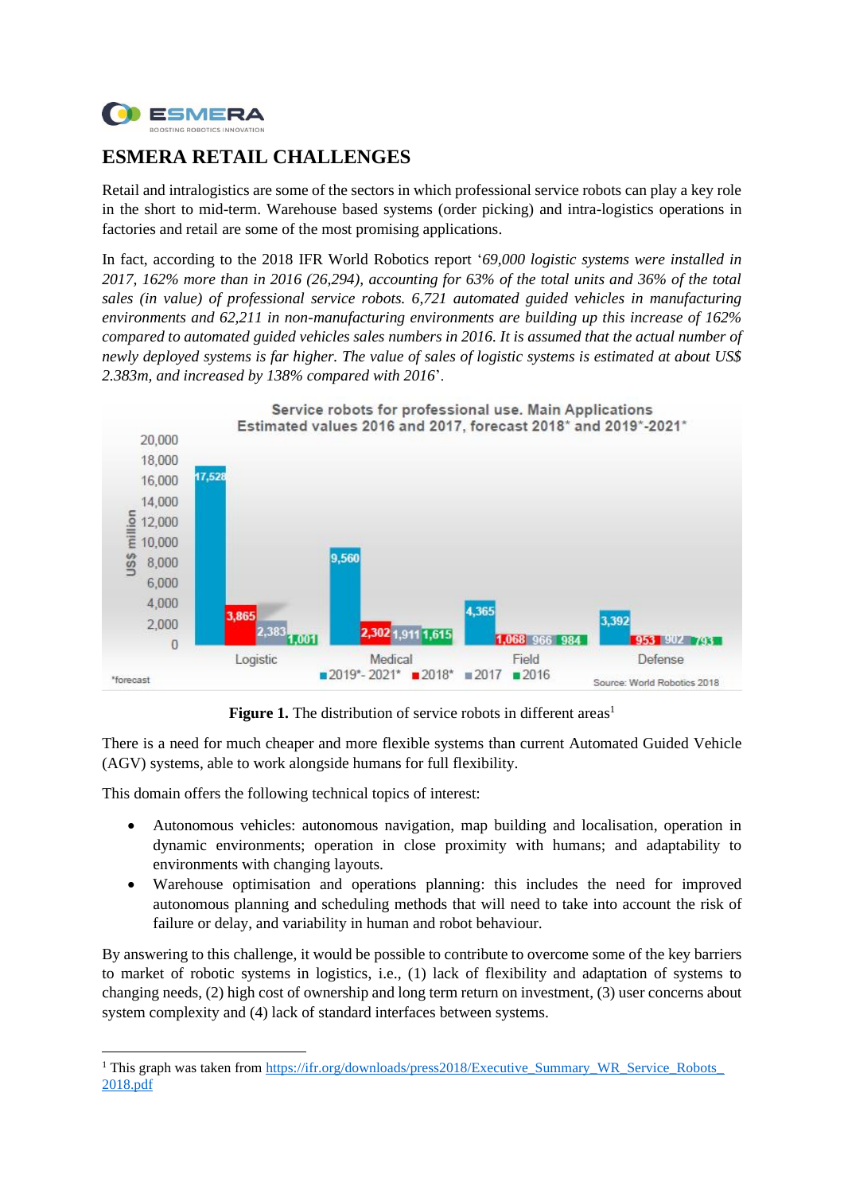# ESMERA RETAIL CHALLENGES

Retail and intralogistics are some of the sectors in which professional service robots can play a key role in the short to mid-term. Warehouse based systems (order picking) and intra-logistics operations in factories and retail are some of the most promising applications.

In fact, according to the 2018 IFR World Robotics report '*69,000 logistic systems were installed in 2017, 162% more than in 2016 (26,294), accounting for 63% of the total units and 36% of the total sales (in value) of professional service robots. 6,721 automated guided vehicles in manufacturing environments and 62,211 in non-manufacturing environments are building up this increase of 162% compared to automated guided vehicles sales numbers in 2016. It is assumed that the actual number of newly deployed systems is far higher. The value of sales of logistic systems is estimated at about US$ 2.383m, and increased by 138% compared with 2016*'.

**Figure 1.** The distribution of service robots in different areas[1]

There is a need for much cheaper and more flexible systems than current Automated Guided Vehicle (AGV) systems, able to work alongside humans for full flexibility.

This domain offers the following technical topics of interest:

- Autonomous vehicles: autonomous navigation, map building and localisation, operation in dynamic environments; operation in close proximity with humans; and adaptability to environments with changing layouts.
- Warehouse optimisation and operations planning: this includes the need for improved autonomous planning and scheduling methods that will need to take into account the risk of failure or delay, and variability in human and robot behaviour.

By answering to this challenge, it would be possible to contribute to overcome some of the key barriers to market of robotic systems in logistics, i.e., (1) lack of flexibility and adaptation of systems to changing needs, (2) high cost of ownership and long term return on investment, (3) user concerns about system complexity and (4) lack of standard interfaces between systems.

---

[1] This graph was taken from https://ifr.org/downloads/press2018/Executive_Summary_WR_Service_Robots_2018.pdf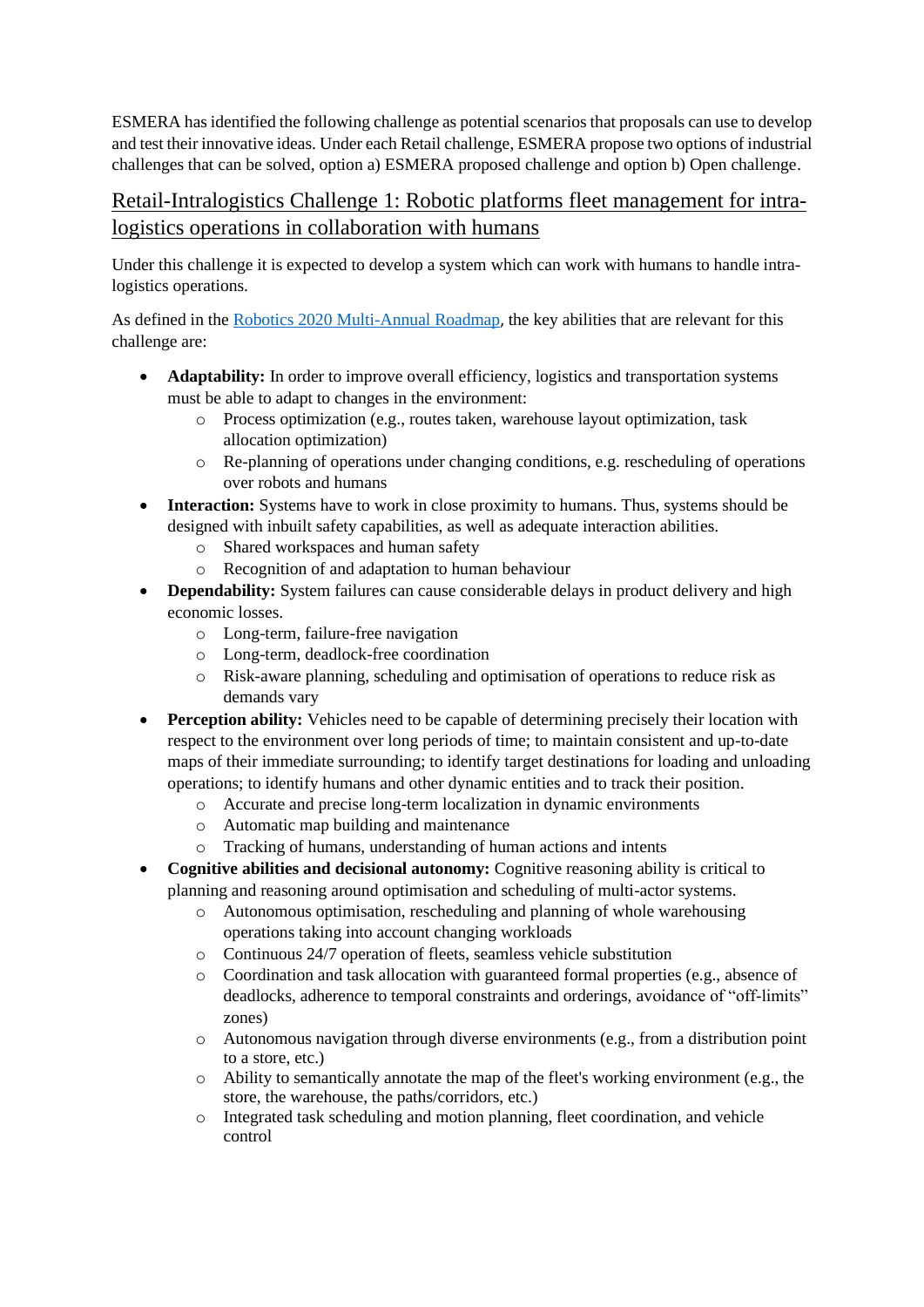ESMERA has identified the following challenge as potential scenarios that proposals can use to develop and test their innovative ideas. Under each Retail challenge, ESMERA propose two options of industrial challenges that can be solved, option a) ESMERA proposed challenge and option b) Open challenge.

## Retail-Intralogistics Challenge 1: Robotic platforms fleet management for intra-logistics operations in collaboration with humans

Under this challenge it is expected to develop a system which can work with humans to handle intra-logistics operations.

As defined in the [Robotics 2020 Multi-Annual Roadmap](), the key abilities that are relevant for this challenge are:

- **Adaptability:** In order to improve overall efficiency, logistics and transportation systems must be able to adapt to changes in the environment:
  - Process optimization (e.g., routes taken, warehouse layout optimization, task allocation optimization)
  - Re-planning of operations under changing conditions, e.g. rescheduling of operations over robots and humans
- **Interaction:** Systems have to work in close proximity to humans. Thus, systems should be designed with inbuilt safety capabilities, as well as adequate interaction abilities.
  - Shared workspaces and human safety
  - Recognition of and adaptation to human behaviour
- **Dependability:** System failures can cause considerable delays in product delivery and high economic losses.
  - Long-term, failure-free navigation
  - Long-term, deadlock-free coordination
  - Risk-aware planning, scheduling and optimisation of operations to reduce risk as demands vary
- **Perception ability:** Vehicles need to be capable of determining precisely their location with respect to the environment over long periods of time; to maintain consistent and up-to-date maps of their immediate surrounding; to identify target destinations for loading and unloading operations; to identify humans and other dynamic entities and to track their position.
  - Accurate and precise long-term localization in dynamic environments
  - Automatic map building and maintenance
  - Tracking of humans, understanding of human actions and intents
- **Cognitive abilities and decisional autonomy:** Cognitive reasoning ability is critical to planning and reasoning around optimisation and scheduling of multi-actor systems.
  - Autonomous optimisation, rescheduling and planning of whole warehousing operations taking into account changing workloads
  - Continuous 24/7 operation of fleets, seamless vehicle substitution
  - Coordination and task allocation with guaranteed formal properties (e.g., absence of deadlocks, adherence to temporal constraints and orderings, avoidance of "off-limits" zones)
  - Autonomous navigation through diverse environments (e.g., from a distribution point to a store, etc.)
  - Ability to semantically annotate the map of the fleet's working environment (e.g., the store, the warehouse, the paths/corridors, etc.)
  - Integrated task scheduling and motion planning, fleet coordination, and vehicle control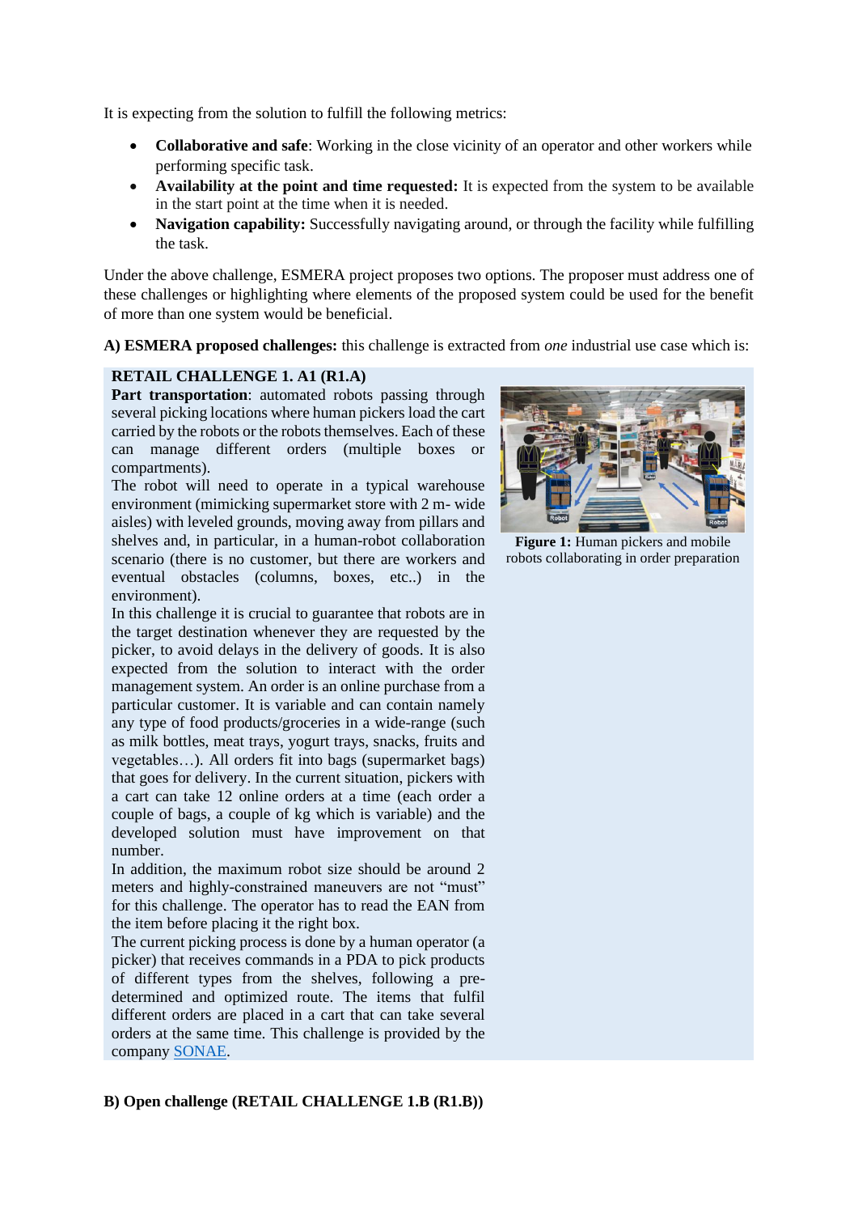It is expecting from the solution to fulfill the following metrics:

- **Collaborative and safe**: Working in the close vicinity of an operator and other workers while performing specific task.
- **Availability at the point and time requested:** It is expected from the system to be available in the start point at the time when it is needed.
- **Navigation capability:** Successfully navigating around, or through the facility while fulfilling the task.

Under the above challenge, ESMERA project proposes two options. The proposer must address one of these challenges or highlighting where elements of the proposed system could be used for the benefit of more than one system would be beneficial.

**A) ESMERA proposed challenges:** this challenge is extracted from *one* industrial use case which is:

**RETAIL CHALLENGE 1. A1 (R1.A)**

**Part transportation**: automated robots passing through several picking locations where human pickers load the cart carried by the robots or the robots themselves. Each of these can manage different orders (multiple boxes or compartments).

The robot will need to operate in a typical warehouse environment (mimicking supermarket store with 2 m- wide aisles) with leveled grounds, moving away from pillars and shelves and, in particular, in a human-robot collaboration scenario (there is no customer, but there are workers and eventual obstacles (columns, boxes, etc..) in the environment).

In this challenge it is crucial to guarantee that robots are in the target destination whenever they are requested by the picker, to avoid delays in the delivery of goods. It is also expected from the solution to interact with the order management system. An order is an online purchase from a particular customer. It is variable and can contain namely any type of food products/groceries in a wide-range (such as milk bottles, meat trays, yogurt trays, snacks, fruits and vegetables…). All orders fit into bags (supermarket bags) that goes for delivery. In the current situation, pickers with a cart can take 12 online orders at a time (each order a couple of bags, a couple of kg which is variable) and the developed solution must have improvement on that number.

In addition, the maximum robot size should be around 2 meters and highly-constrained maneuvers are not "must" for this challenge. The operator has to read the EAN from the item before placing it the right box.

The current picking process is done by a human operator (a picker) that receives commands in a PDA to pick products of different types from the shelves, following a pre-determined and optimized route. The items that fulfil different orders are placed in a cart that can take several orders at the same time. This challenge is provided by the company [SONAE](SONAE).

**Figure 1:** Human pickers and mobile robots collaborating in order preparation

**B) Open challenge (RETAIL CHALLENGE 1.B (R1.B))**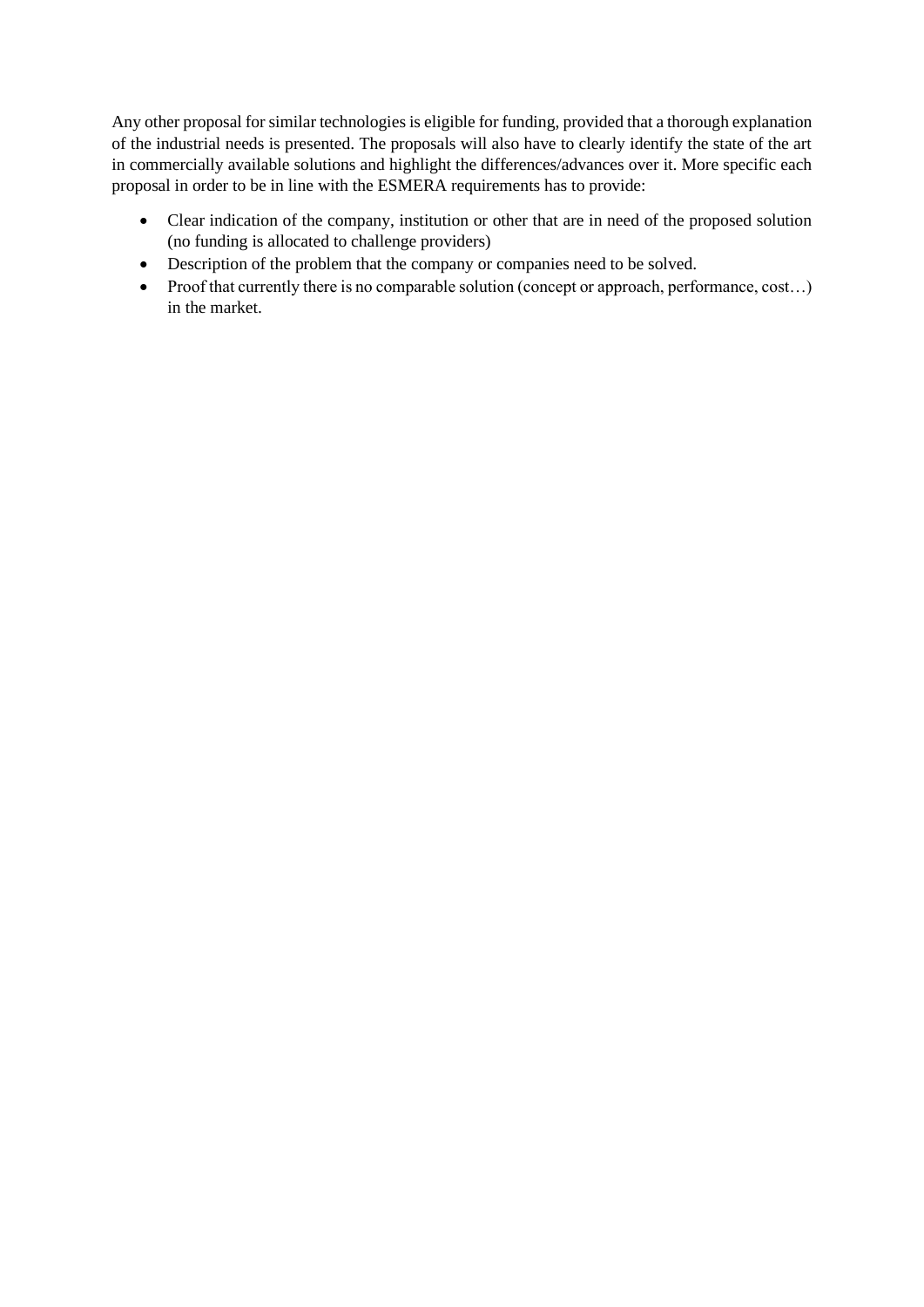Any other proposal for similar technologies is eligible for funding, provided that a thorough explanation of the industrial needs is presented. The proposals will also have to clearly identify the state of the art in commercially available solutions and highlight the differences/advances over it. More specific each proposal in order to be in line with the ESMERA requirements has to provide:

- Clear indication of the company, institution or other that are in need of the proposed solution (no funding is allocated to challenge providers)
- Description of the problem that the company or companies need to be solved.
- Proof that currently there is no comparable solution (concept or approach, performance, cost…) in the market.